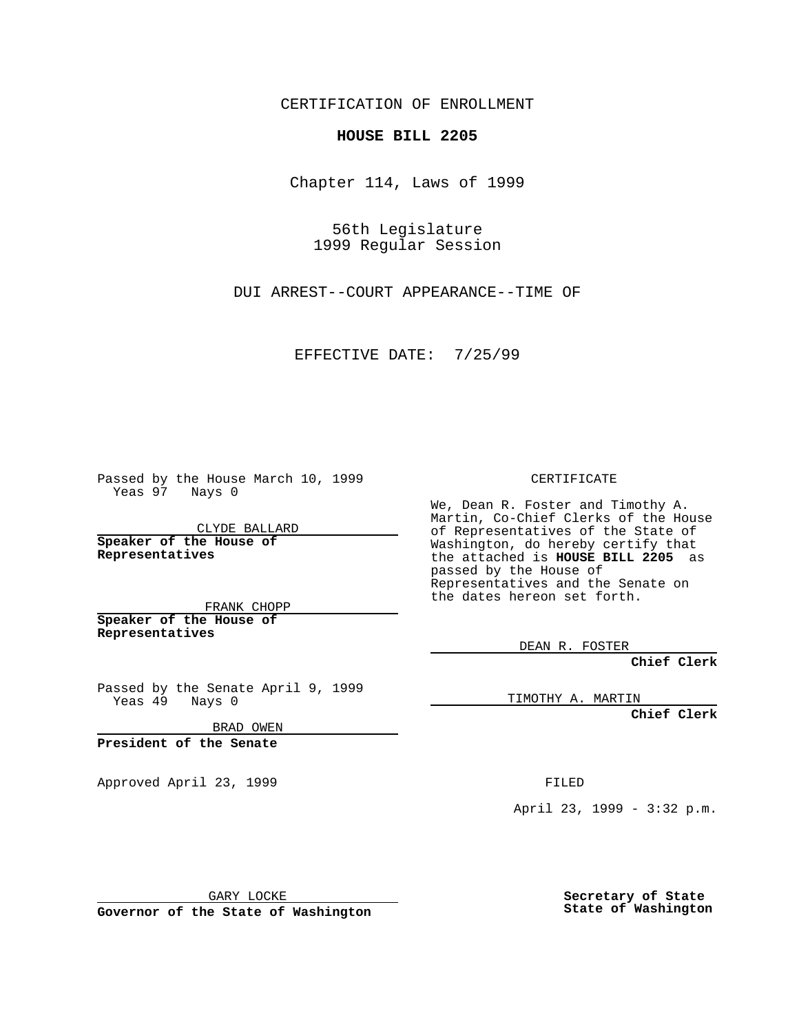CERTIFICATION OF ENROLLMENT

**HOUSE BILL 2205**

Chapter 114, Laws of 1999

56th Legislature
1999 Regular Session

DUI ARREST--COURT APPEARANCE--TIME OF

EFFECTIVE DATE: 7/25/99

Passed by the House March 10, 1999
Yeas 97 Nays 0

CLYDE BALLARD

**Speaker of the House of Representatives**

FRANK CHOPP

**Speaker of the House of Representatives**

Passed by the Senate April 9, 1999
Yeas 49 Nays 0

BRAD OWEN

**President of the Senate**

Approved April 23, 1999

GARY LOCKE

**Governor of the State of Washington**

CERTIFICATE

We, Dean R. Foster and Timothy A. Martin, Co-Chief Clerks of the House of Representatives of the State of Washington, do hereby certify that the attached is **HOUSE BILL 2205** as passed by the House of Representatives and the Senate on the dates hereon set forth.

DEAN R. FOSTER

**Chief Clerk**

TIMOTHY A. MARTIN

**Chief Clerk**

FILED

April 23, 1999 - 3:32 p.m.

**Secretary of State**
**State of Washington**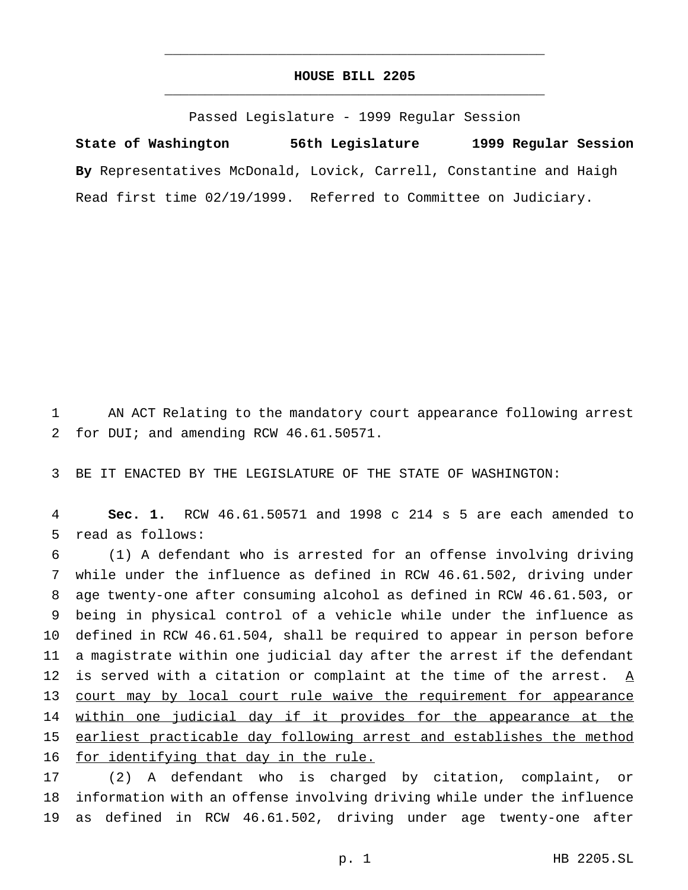# HOUSE BILL 2205

Passed Legislature - 1999 Regular Session

**State of Washington 56th Legislature 1999 Regular Session**

**By** Representatives McDonald, Lovick, Carrell, Constantine and Haigh

Read first time 02/19/1999. Referred to Committee on Judiciary.

AN ACT Relating to the mandatory court appearance following arrest for DUI; and amending RCW 46.61.50571.

BE IT ENACTED BY THE LEGISLATURE OF THE STATE OF WASHINGTON:

**Sec. 1.** RCW 46.61.50571 and 1998 c 214 s 5 are each amended to read as follows:

(1) A defendant who is arrested for an offense involving driving while under the influence as defined in RCW 46.61.502, driving under age twenty-one after consuming alcohol as defined in RCW 46.61.503, or being in physical control of a vehicle while under the influence as defined in RCW 46.61.504, shall be required to appear in person before a magistrate within one judicial day after the arrest if the defendant is served with a citation or complaint at the time of the arrest. <u>A court may by local court rule waive the requirement for appearance within one judicial day if it provides for the appearance at the earliest practicable day following arrest and establishes the method for identifying that day in the rule.</u>

(2) A defendant who is charged by citation, complaint, or information with an offense involving driving while under the influence as defined in RCW 46.61.502, driving under age twenty-one after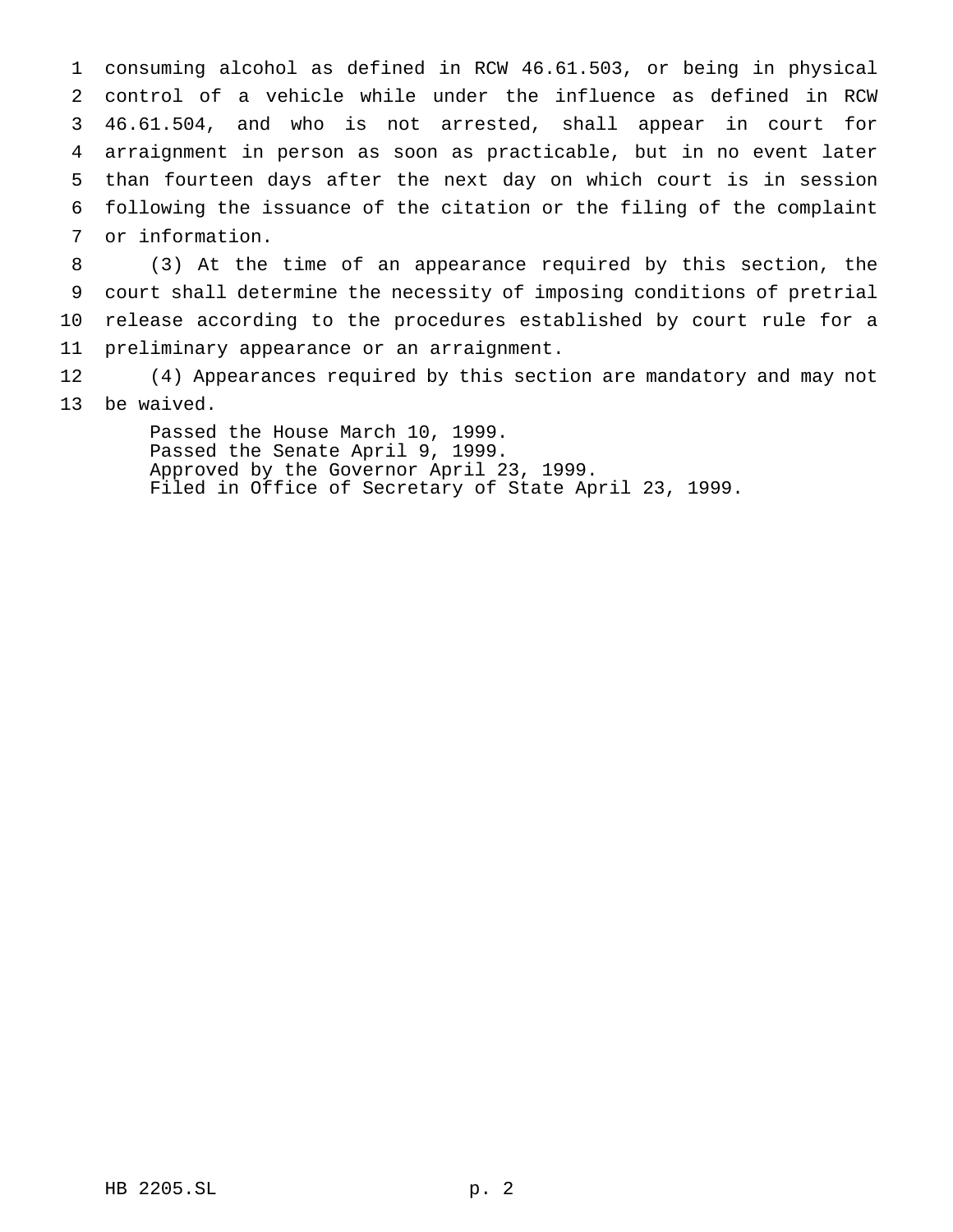consuming alcohol as defined in RCW 46.61.503, or being in physical control of a vehicle while under the influence as defined in RCW 46.61.504, and who is not arrested, shall appear in court for arraignment in person as soon as practicable, but in no event later than fourteen days after the next day on which court is in session following the issuance of the citation or the filing of the complaint or information.

(3) At the time of an appearance required by this section, the court shall determine the necessity of imposing conditions of pretrial release according to the procedures established by court rule for a preliminary appearance or an arraignment.

(4) Appearances required by this section are mandatory and may not be waived.

Passed the House March 10, 1999.
Passed the Senate April 9, 1999.
Approved by the Governor April 23, 1999.
Filed in Office of Secretary of State April 23, 1999.